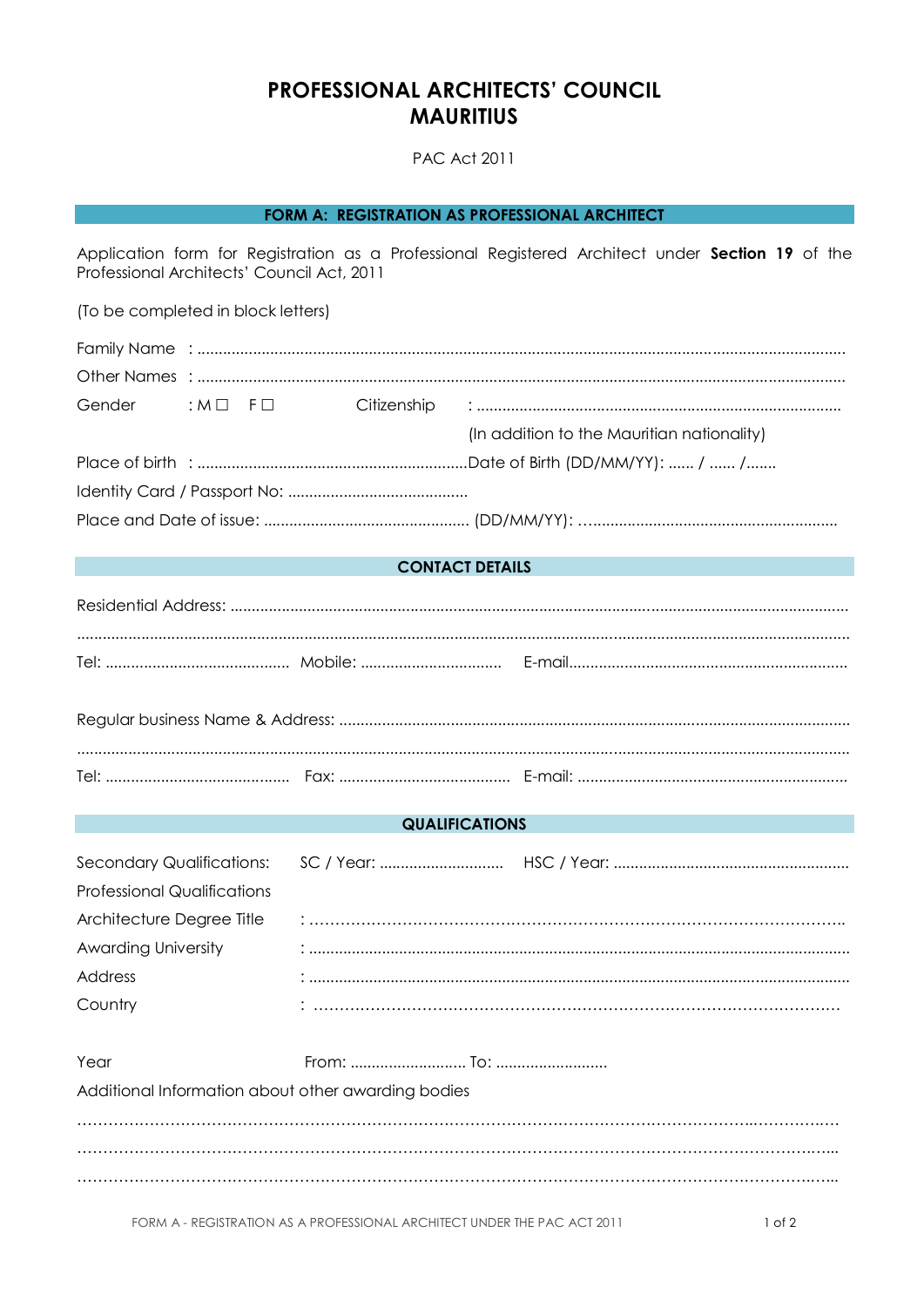# PROFESSIONAL ARCHITECTS' COUNCIL MAURITIUS

PAC Act 2011

## FORM A: REGISTRATION AS PROFESSIONAL ARCHITECT

Application form for Registration as a Professional Registered Architect under **Section 19** of the Professional Architects' Council Act, 2011

(To be completed in block letters)

Family Name : ..........................................................................................................................................

Other Names : ..........................................................................................................................................

Gender : M ☐ F ☐ Citizenship : ..........................................................................................

(In addition to the Mauritian nationality)

Place of birth : ..............................................................Date of Birth (DD/MM/YY): ...... / ...... /.......

Identity Card / Passport No: ..........................................

Place and Date of issue: ................................................ (DD/MM/YY): ….......................................................

## CONTACT DETAILS

Residential Address: ..............................................................................................................................

..............................................................................................................................................................

Tel: ........................................... Mobile: ................................. E-mail.................................................................

Regular business Name & Address: .....................................................................................................

..............................................................................................................................................................

Tel: ........................................... Fax: ........................................ E-mail: ...............................................................

## QUALIFICATIONS

Secondary Qualifications: SC / Year: ............................. HSC / Year: .......................................................

Professional Qualifications

Architecture Degree Title : ……………………………………………………………………………………..

Awarding University : ..............................................................................................................

Address : ..............................................................................................................

Country : …………………………………………………………………………………………

Year From: ........................... To: ..........................

Additional Information about other awarding bodies

………………………………………………………………………………………………………………………

………………………………………………………………………………………………………………………

………………………………………………………………………………………………………………………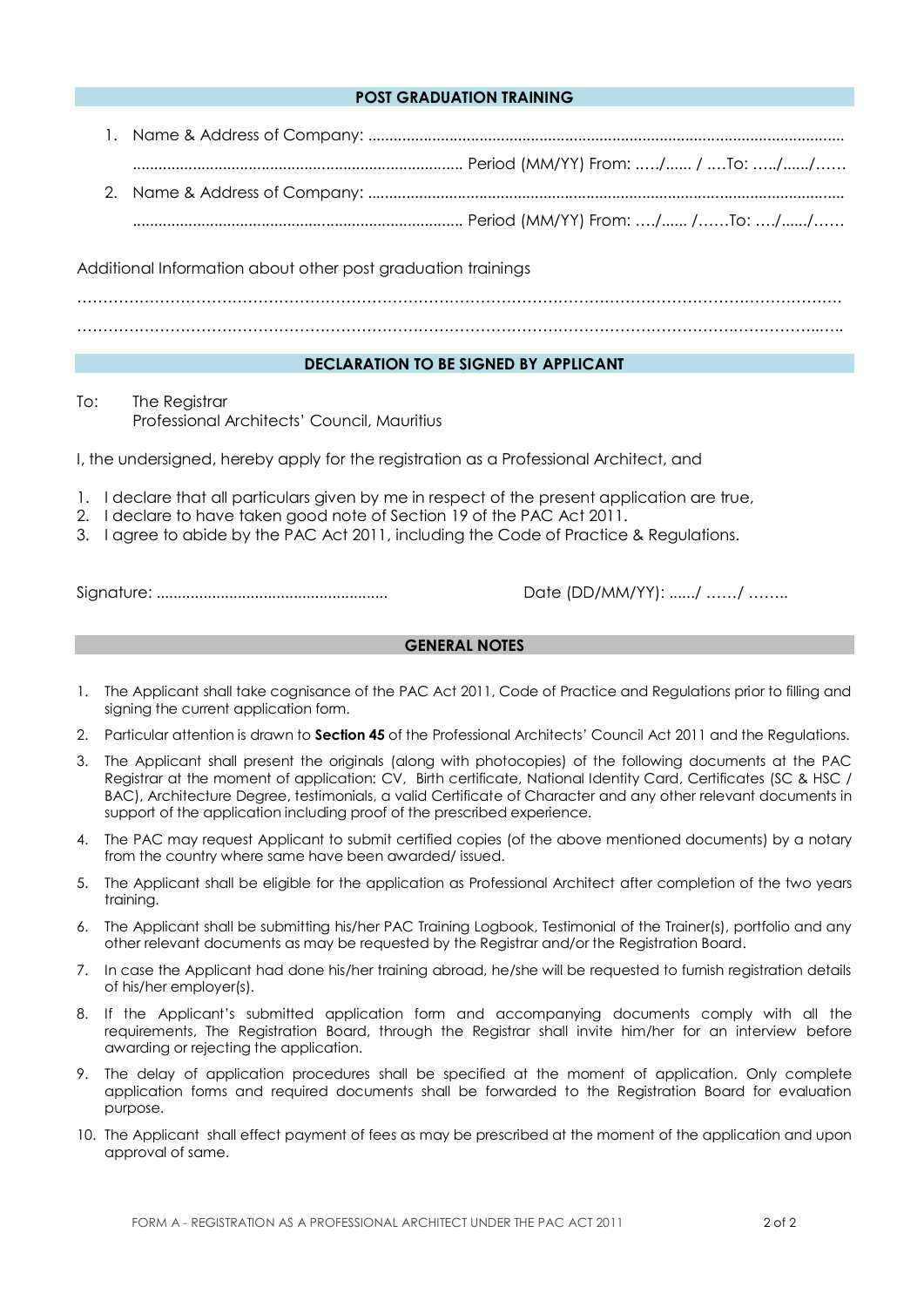## POST GRADUATION TRAINING

1. Name & Address of Company: .............................................................................................................
   ............................................................................ Period (MM/YY) From: ...../...... / ....To: ...../....../......
2. Name & Address of Company: .............................................................................................................
   ............................................................................ Period (MM/YY) From: ..../...... /......To: ..../....../......

Additional Information about other post graduation trainings

………………………………………………………………………………………………………………………………

………………………………………………………………………………………………………………………………

## DECLARATION TO BE SIGNED BY APPLICANT

To: The Registrar
Professional Architects' Council, Mauritius

I, the undersigned, hereby apply for the registration as a Professional Architect, and

1. I declare that all particulars given by me in respect of the present application are true,
2. I declare to have taken good note of Section 19 of the PAC Act 2011.
3. I agree to abide by the PAC Act 2011, including the Code of Practice & Regulations.

Signature: ......................................................  Date (DD/MM/YY): ....../ ……/ ……..

## GENERAL NOTES

1. The Applicant shall take cognisance of the PAC Act 2011, Code of Practice and Regulations prior to filling and signing the current application form.
2. Particular attention is drawn to **Section 45** of the Professional Architects' Council Act 2011 and the Regulations.
3. The Applicant shall present the originals (along with photocopies) of the following documents at the PAC Registrar at the moment of application: CV, Birth certificate, National Identity Card, Certificates (SC & HSC / BAC), Architecture Degree, testimonials, a valid Certificate of Character and any other relevant documents in support of the application including proof of the prescribed experience.
4. The PAC may request Applicant to submit certified copies (of the above mentioned documents) by a notary from the country where same have been awarded/ issued.
5. The Applicant shall be eligible for the application as Professional Architect after completion of the two years training.
6. The Applicant shall be submitting his/her PAC Training Logbook, Testimonial of the Trainer(s), portfolio and any other relevant documents as may be requested by the Registrar and/or the Registration Board.
7. In case the Applicant had done his/her training abroad, he/she will be requested to furnish registration details of his/her employer(s).
8. If the Applicant's submitted application form and accompanying documents comply with all the requirements, The Registration Board, through the Registrar shall invite him/her for an interview before awarding or rejecting the application.
9. The delay of application procedures shall be specified at the moment of application. Only complete application forms and required documents shall be forwarded to the Registration Board for evaluation purpose.
10. The Applicant shall effect payment of fees as may be prescribed at the moment of the application and upon approval of same.